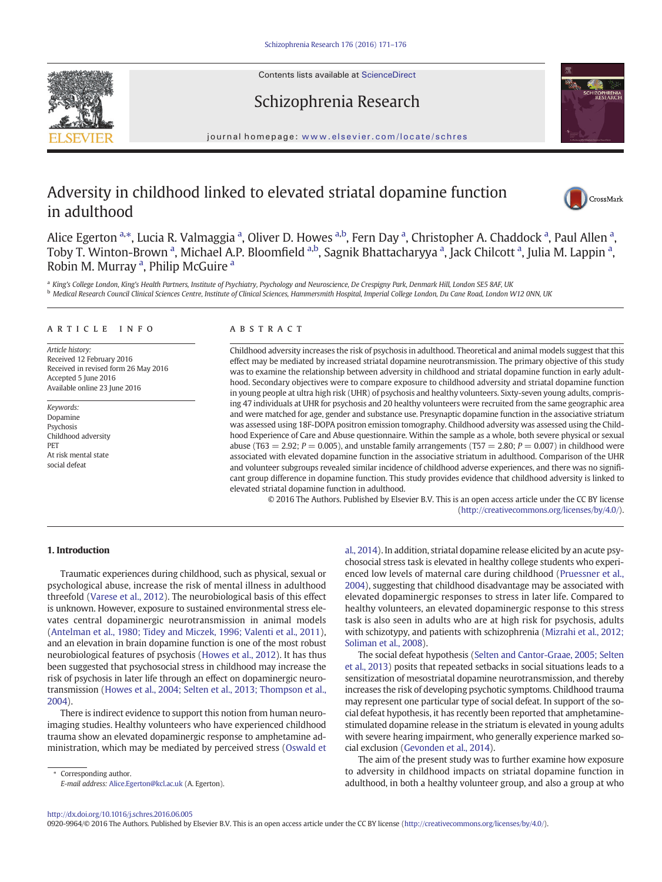# Adversity in childhood linked to elevated striatal dopamine function in adulthood

Alice Egerton [a,*], Lucia R. Valmaggia [a], Oliver D. Howes [a,b], Fern Day [a], Christopher A. Chaddock [a], Paul Allen [a], Toby T. Winton-Brown [a], Michael A.P. Bloomfield [a,b], Sagnik Bhattacharyya [a], Jack Chilcott [a], Julia M. Lappin [a], Robin M. Murray [a], Philip McGuire [a]

[a] King's College London, King's Health Partners, Institute of Psychiatry, Psychology and Neuroscience, De Crespigny Park, Denmark Hill, London SE5 8AF, UK

[b] Medical Research Council Clinical Sciences Centre, Institute of Clinical Sciences, Hammersmith Hospital, Imperial College London, Du Cane Road, London W12 0NN, UK

## ARTICLE INFO

*Article history:*
Received 12 February 2016
Received in revised form 26 May 2016
Accepted 5 June 2016
Available online 23 June 2016

*Keywords:*
Dopamine
Psychosis
Childhood adversity
PET
At risk mental state
social defeat

## ABSTRACT

Childhood adversity increases the risk of psychosis in adulthood. Theoretical and animal models suggest that this effect may be mediated by increased striatal dopamine neurotransmission. The primary objective of this study was to examine the relationship between adversity in childhood and striatal dopamine function in early adulthood. Secondary objectives were to compare exposure to childhood adversity and striatal dopamine function in young people at ultra high risk (UHR) of psychosis and healthy volunteers. Sixty-seven young adults, comprising 47 individuals at UHR for psychosis and 20 healthy volunteers were recruited from the same geographic area and were matched for age, gender and substance use. Presynaptic dopamine function in the associative striatum was assessed using 18F-DOPA positron emission tomography. Childhood adversity was assessed using the Childhood Experience of Care and Abuse questionnaire. Within the sample as a whole, both severe physical or sexual abuse ($T63 = 2.92$; $P = 0.005$), and unstable family arrangements ($T57 = 2.80$; $P = 0.007$) in childhood were associated with elevated dopamine function in the associative striatum in adulthood. Comparison of the UHR and volunteer subgroups revealed similar incidence of childhood adverse experiences, and there was no significant group difference in dopamine function. This study provides evidence that childhood adversity is linked to elevated striatal dopamine function in adulthood.

© 2016 The Authors. Published by Elsevier B.V. This is an open access article under the CC BY license (http://creativecommons.org/licenses/by/4.0/).

## 1. Introduction

Traumatic experiences during childhood, such as physical, sexual or psychological abuse, increase the risk of mental illness in adulthood threefold (Varese et al., 2012). The neurobiological basis of this effect is unknown. However, exposure to sustained environmental stress elevates central dopaminergic neurotransmission in animal models (Antelman et al., 1980; Tidey and Miczek, 1996; Valenti et al., 2011), and an elevation in brain dopamine function is one of the most robust neurobiological features of psychosis (Howes et al., 2012). It has thus been suggested that psychosocial stress in childhood may increase the risk of psychosis in later life through an effect on dopaminergic neurotransmission (Howes et al., 2004; Selten et al., 2013; Thompson et al., 2004).

There is indirect evidence to support this notion from human neuroimaging studies. Healthy volunteers who have experienced childhood trauma show an elevated dopaminergic response to amphetamine administration, which may be mediated by perceived stress (Oswald et al., 2014). In addition, striatal dopamine release elicited by an acute psychosocial stress task is elevated in healthy college students who experienced low levels of maternal care during childhood (Pruessner et al., 2004), suggesting that childhood disadvantage may be associated with elevated dopaminergic responses to stress in later life. Compared to healthy volunteers, an elevated dopaminergic response to this stress task is also seen in adults who are at high risk for psychosis, adults with schizotypy, and patients with schizophrenia (Mizrahi et al., 2012; Soliman et al., 2008).

The social defeat hypothesis (Selten and Cantor-Graae, 2005; Selten et al., 2013) posits that repeated setbacks in social situations leads to a sensitization of mesostriatal dopamine neurotransmission, and thereby increases the risk of developing psychotic symptoms. Childhood trauma may represent one particular type of social defeat. In support of the social defeat hypothesis, it has recently been reported that amphetamine-stimulated dopamine release in the striatum is elevated in young adults with severe hearing impairment, who generally experience marked social exclusion (Gevonden et al., 2014).

The aim of the present study was to further examine how exposure to adversity in childhood impacts on striatal dopamine function in adulthood, in both a healthy volunteer group, and also a group at who

* Corresponding author.
*E-mail address:* Alice.Egerton@kcl.ac.uk (A. Egerton).

http://dx.doi.org/10.1016/j.schres.2016.06.005
0920-9964/© 2016 The Authors. Published by Elsevier B.V. This is an open access article under the CC BY license (http://creativecommons.org/licenses/by/4.0/).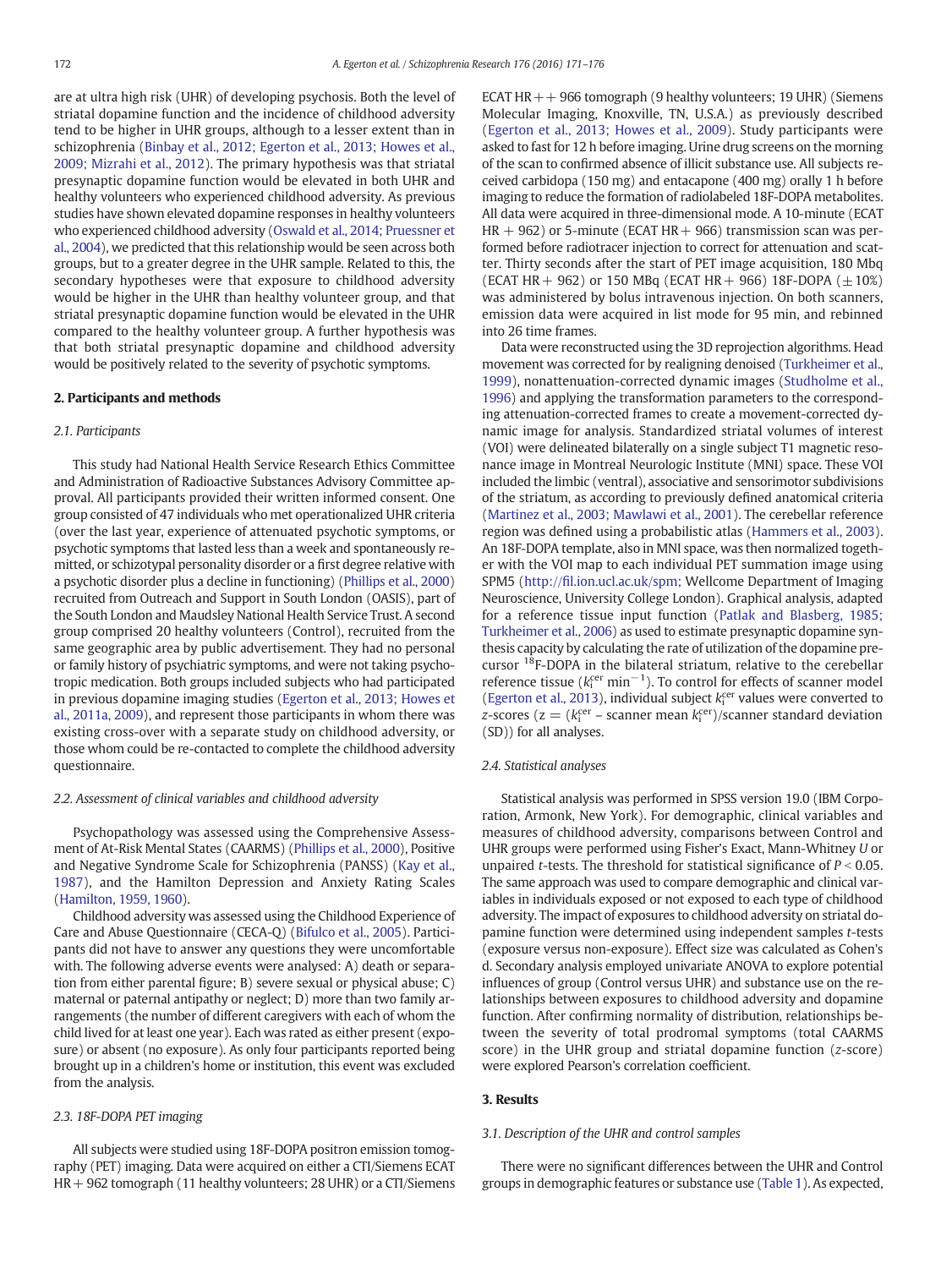are at ultra high risk (UHR) of developing psychosis. Both the level of striatal dopamine function and the incidence of childhood adversity tend to be higher in UHR groups, although to a lesser extent than in schizophrenia (Binbay et al., 2012; Egerton et al., 2013; Howes et al., 2009; Mizrahi et al., 2012). The primary hypothesis was that striatal presynaptic dopamine function would be elevated in both UHR and healthy volunteers who experienced childhood adversity. As previous studies have shown elevated dopamine responses in healthy volunteers who experienced childhood adversity (Oswald et al., 2014; Pruessner et al., 2004), we predicted that this relationship would be seen across both groups, but to a greater degree in the UHR sample. Related to this, the secondary hypotheses were that exposure to childhood adversity would be higher in the UHR than healthy volunteer group, and that striatal presynaptic dopamine function would be elevated in the UHR compared to the healthy volunteer group. A further hypothesis was that both striatal presynaptic dopamine and childhood adversity would be positively related to the severity of psychotic symptoms.

## 2. Participants and methods

### 2.1. Participants

This study had National Health Service Research Ethics Committee and Administration of Radioactive Substances Advisory Committee approval. All participants provided their written informed consent. One group consisted of 47 individuals who met operationalized UHR criteria (over the last year, experience of attenuated psychotic symptoms, or psychotic symptoms that lasted less than a week and spontaneously remitted, or schizotypal personality disorder or a first degree relative with a psychotic disorder plus a decline in functioning) (Phillips et al., 2000) recruited from Outreach and Support in South London (OASIS), part of the South London and Maudsley National Health Service Trust. A second group comprised 20 healthy volunteers (Control), recruited from the same geographic area by public advertisement. They had no personal or family history of psychiatric symptoms, and were not taking psychotropic medication. Both groups included subjects who had participated in previous dopamine imaging studies (Egerton et al., 2013; Howes et al., 2011a, 2009), and represent those participants in whom there was existing cross-over with a separate study on childhood adversity, or those whom could be re-contacted to complete the childhood adversity questionnaire.

### 2.2. Assessment of clinical variables and childhood adversity

Psychopathology was assessed using the Comprehensive Assessment of At-Risk Mental States (CAARMS) (Phillips et al., 2000), Positive and Negative Syndrome Scale for Schizophrenia (PANSS) (Kay et al., 1987), and the Hamilton Depression and Anxiety Rating Scales (Hamilton, 1959, 1960).

Childhood adversity was assessed using the Childhood Experience of Care and Abuse Questionnaire (CECA-Q) (Bifulco et al., 2005). Participants did not have to answer any questions they were uncomfortable with. The following adverse events were analysed: A) death or separation from either parental figure; B) severe sexual or physical abuse; C) maternal or paternal antipathy or neglect; D) more than two family arrangements (the number of different caregivers with each of whom the child lived for at least one year). Each was rated as either present (exposure) or absent (no exposure). As only four participants reported being brought up in a children's home or institution, this event was excluded from the analysis.

### 2.3. 18F-DOPA PET imaging

All subjects were studied using 18F-DOPA positron emission tomography (PET) imaging. Data were acquired on either a CTI/Siemens ECAT HR + 962 tomograph (11 healthy volunteers; 28 UHR) or a CTI/Siemens ECAT HR + + 966 tomograph (9 healthy volunteers; 19 UHR) (Siemens Molecular Imaging, Knoxville, TN, U.S.A.) as previously described (Egerton et al., 2013; Howes et al., 2009). Study participants were asked to fast for 12 h before imaging. Urine drug screens on the morning of the scan to confirmed absence of illicit substance use. All subjects received carbidopa (150 mg) and entacapone (400 mg) orally 1 h before imaging to reduce the formation of radiolabeled 18F-DOPA metabolites. All data were acquired in three-dimensional mode. A 10-minute (ECAT HR + 962) or 5-minute (ECAT HR + 966) transmission scan was performed before radiotracer injection to correct for attenuation and scatter. Thirty seconds after the start of PET image acquisition, 180 Mbq (ECAT HR + 962) or 150 MBq (ECAT HR + 966) 18F-DOPA (± 10%) was administered by bolus intravenous injection. On both scanners, emission data were acquired in list mode for 95 min, and rebinned into 26 time frames.

Data were reconstructed using the 3D reprojection algorithms. Head movement was corrected for by realigning denoised (Turkheimer et al., 1999), nonattenuation-corrected dynamic images (Studholme et al., 1996) and applying the transformation parameters to the corresponding attenuation-corrected frames to create a movement-corrected dynamic image for analysis. Standardized striatal volumes of interest (VOI) were delineated bilaterally on a single subject T1 magnetic resonance image in Montreal Neurologic Institute (MNI) space. These VOI included the limbic (ventral), associative and sensorimotor subdivisions of the striatum, as according to previously defined anatomical criteria (Martinez et al., 2003; Mawlawi et al., 2001). The cerebellar reference region was defined using a probabilistic atlas (Hammers et al., 2003). An 18F-DOPA template, also in MNI space, was then normalized together with the VOI map to each individual PET summation image using SPM5 (http://fil.ion.ucl.ac.uk/spm; Wellcome Department of Imaging Neuroscience, University College London). Graphical analysis, adapted for a reference tissue input function (Patlak and Blasberg, 1985; Turkheimer et al., 2006) as used to estimate presynaptic dopamine synthesis capacity by calculating the rate of utilization of the dopamine precursor $^{18}$F-DOPA in the bilateral striatum, relative to the cerebellar reference tissue ($k_i^{cer}$ $min^{-1}$). To control for effects of scanner model (Egerton et al., 2013), individual subject $k_i^{cer}$ values were converted to z-scores ($z = (k_i^{cer}$ – scanner mean $k_i^{cer}$)/scanner standard deviation (SD)) for all analyses.

### 2.4. Statistical analyses

Statistical analysis was performed in SPSS version 19.0 (IBM Corporation, Armonk, New York). For demographic, clinical variables and measures of childhood adversity, comparisons between Control and UHR groups were performed using Fisher's Exact, Mann-Whitney *U* or unpaired *t*-tests. The threshold for statistical significance of $P < 0.05$. The same approach was used to compare demographic and clinical variables in individuals exposed or not exposed to each type of childhood adversity. The impact of exposures to childhood adversity on striatal dopamine function were determined using independent samples *t*-tests (exposure versus non-exposure). Effect size was calculated as Cohen's d. Secondary analysis employed univariate ANOVA to explore potential influences of group (Control versus UHR) and substance use on the relationships between exposures to childhood adversity and dopamine function. After confirming normality of distribution, relationships between the severity of total prodromal symptoms (total CAARMS score) in the UHR group and striatal dopamine function (z-score) were explored Pearson's correlation coefficient.

## 3. Results

### 3.1. Description of the UHR and control samples

There were no significant differences between the UHR and Control groups in demographic features or substance use (Table 1). As expected,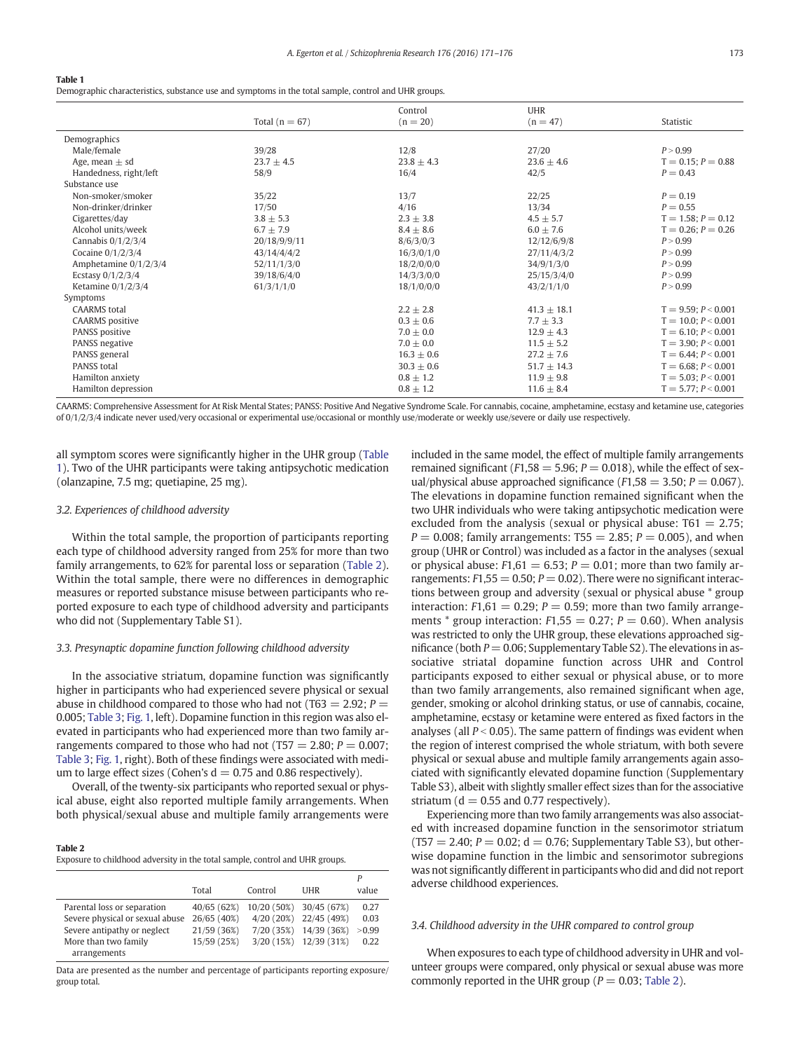**Table 1**
Demographic characteristics, substance use and symptoms in the total sample, control and UHR groups.

| | Total (n = 67) | Control (n = 20) | UHR (n = 47) | Statistic |
|---|---|---|---|---|
| Demographics | | | | |
| Male/female | 39/28 | 12/8 | 27/20 | $P > 0.99$ |
| Age, mean ± sd | 23.7 ± 4.5 | 23.8 ± 4.3 | 23.6 ± 4.6 | $T = 0.15$; $P = 0.88$ |
| Handedness, right/left | 58/9 | 16/4 | 42/5 | $P = 0.43$ |
| Substance use | | | | |
| Non-smoker/smoker | 35/22 | 13/7 | 22/25 | $P = 0.19$ |
| Non-drinker/drinker | 17/50 | 4/16 | 13/34 | $P = 0.55$ |
| Cigarettes/day | 3.8 ± 5.3 | 2.3 ± 3.8 | 4.5 ± 5.7 | $T = 1.58$; $P = 0.12$ |
| Alcohol units/week | 6.7 ± 7.9 | 8.4 ± 8.6 | 6.0 ± 7.6 | $T = 0.26$; $P = 0.26$ |
| Cannabis 0/1/2/3/4 | 20/18/9/9/11 | 8/6/3/0/3 | 12/12/6/9/8 | $P > 0.99$ |
| Cocaine 0/1/2/3/4 | 43/14/4/4/2 | 16/3/0/1/0 | 27/11/4/3/2 | $P > 0.99$ |
| Amphetamine 0/1/2/3/4 | 52/11/1/3/0 | 18/2/0/0/0 | 34/9/1/3/0 | $P > 0.99$ |
| Ecstasy 0/1/2/3/4 | 39/18/6/4/0 | 14/3/3/0/0 | 25/15/3/4/0 | $P > 0.99$ |
| Ketamine 0/1/2/3/4 | 61/3/1/1/0 | 18/1/0/0/0 | 43/2/1/1/0 | $P > 0.99$ |
| Symptoms | | | | |
| CAARMS total | | 2.2 ± 2.8 | 41.3 ± 18.1 | $T = 9.59$; $P < 0.001$ |
| CAARMS positive | | 0.3 ± 0.6 | 7.7 ± 3.3 | $T = 10.0$; $P < 0.001$ |
| PANSS positive | | 7.0 ± 0.0 | 12.9 ± 4.3 | $T = 6.10$; $P < 0.001$ |
| PANSS negative | | 7.0 ± 0.0 | 11.5 ± 5.2 | $T = 3.90$; $P < 0.001$ |
| PANSS general | | 16.3 ± 0.6 | 27.2 ± 7.6 | $T = 6.44$; $P < 0.001$ |
| PANSS total | | 30.3 ± 0.6 | 51.7 ± 14.3 | $T = 6.68$; $P < 0.001$ |
| Hamilton anxiety | | 0.8 ± 1.2 | 11.9 ± 9.8 | $T = 5.03$; $P < 0.001$ |
| Hamilton depression | | 0.8 ± 1.2 | 11.6 ± 8.4 | $T = 5.77$; $P < 0.001$ |

CAARMS: Comprehensive Assessment for At Risk Mental States; PANSS: Positive And Negative Syndrome Scale. For cannabis, cocaine, amphetamine, ecstasy and ketamine use, categories of 0/1/2/3/4 indicate never used/very occasional or experimental use/occasional or monthly use/moderate or weekly use/severe or daily use respectively.

all symptom scores were significantly higher in the UHR group (Table 1). Two of the UHR participants were taking antipsychotic medication (olanzapine, 7.5 mg; quetiapine, 25 mg).

### 3.2. Experiences of childhood adversity

Within the total sample, the proportion of participants reporting each type of childhood adversity ranged from 25% for more than two family arrangements, to 62% for parental loss or separation (Table 2). Within the total sample, there were no differences in demographic measures or reported substance misuse between participants who reported exposure to each type of childhood adversity and participants who did not (Supplementary Table S1).

### 3.3. Presynaptic dopamine function following childhood adversity

In the associative striatum, dopamine function was significantly higher in participants who had experienced severe physical or sexual abuse in childhood compared to those who had not ($T_{63} = 2.92$; $P = 0.005$; Table 3; Fig. 1, left). Dopamine function in this region was also elevated in participants who had experienced more than two family arrangements compared to those who had not ($T_{57} = 2.80$; $P = 0.007$; Table 3; Fig. 1, right). Both of these findings were associated with medium to large effect sizes (Cohen's d = 0.75 and 0.86 respectively).

Overall, of the twenty-six participants who reported sexual or physical abuse, eight also reported multiple family arrangements. When both physical/sexual abuse and multiple family arrangements were included in the same model, the effect of multiple family arrangements remained significant ($F_{1,58} = 5.96$; $P = 0.018$), while the effect of sexual/physical abuse approached significance ($F_{1,58} = 3.50$; $P = 0.067$). The elevations in dopamine function remained significant when the two UHR individuals who were taking antipsychotic medication were excluded from the analysis (sexual or physical abuse: $T_{61} = 2.75$; $P = 0.008$; family arrangements: $T_{55} = 2.85$; $P = 0.005$), and when group (UHR or Control) was included as a factor in the analyses (sexual or physical abuse: $F_{1,61} = 6.53$; $P = 0.01$; more than two family arrangements: $F_{1,55} = 0.50$; $P = 0.02$). There were no significant interactions between group and adversity (sexual or physical abuse * group interaction: $F_{1,61} = 0.29$; $P = 0.59$; more than two family arrangements * group interaction: $F_{1,55} = 0.27$; $P = 0.60$). When analysis was restricted to only the UHR group, these elevations approached significance (both $P = 0.06$; Supplementary Table S2). The elevations in associative striatal dopamine function across UHR and Control participants exposed to either sexual or physical abuse, or to more than two family arrangements, also remained significant when age, gender, smoking or alcohol drinking status, or use of cannabis, cocaine, amphetamine, ecstasy or ketamine were entered as fixed factors in the analyses (all $P < 0.05$). The same pattern of findings was evident when the region of interest comprised the whole striatum, with both severe physical or sexual abuse and multiple family arrangements again associated with significantly elevated dopamine function (Supplementary Table S3), albeit with slightly smaller effect sizes than for the associative striatum (d = 0.55 and 0.77 respectively).

Experiencing more than two family arrangements was also associated with increased dopamine function in the sensorimotor striatum ($T_{57} = 2.40$; $P = 0.02$; d = 0.76; Supplementary Table S3), but otherwise dopamine function in the limbic and sensorimotor subregions was not significantly different in participants who did and did not report adverse childhood experiences.

**Table 2**
Exposure to childhood adversity in the total sample, control and UHR groups.

| | Total | Control | UHR | P value |
|---|---|---|---|---|
| Parental loss or separation | 40/65 (62%) | 10/20 (50%) | 30/45 (67%) | 0.27 |
| Severe physical or sexual abuse | 26/65 (40%) | 4/20 (20%) | 22/45 (49%) | 0.03 |
| Severe antipathy or neglect | 21/59 (36%) | 7/20 (35%) | 14/39 (36%) | >0.99 |
| More than two family arrangements | 15/59 (25%) | 3/20 (15%) | 12/39 (31%) | 0.22 |

Data are presented as the number and percentage of participants reporting exposure/group total.

### 3.4. Childhood adversity in the UHR compared to control group

When exposures to each type of childhood adversity in UHR and volunteer groups were compared, only physical or sexual abuse was more commonly reported in the UHR group ($P = 0.03$; Table 2).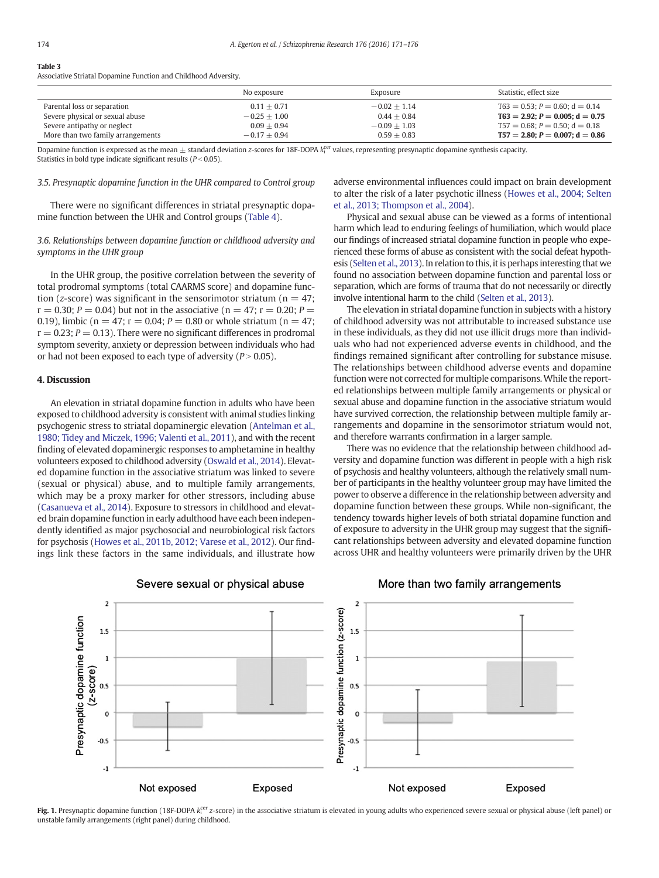**Table 3**
Associative Striatal Dopamine Function and Childhood Adversity.

| | No exposure | Exposure | Statistic, effect size |
|---|---|---|---|
| Parental loss or separation | 0.11 ± 0.71 | −0.02 ± 1.14 | T63 = 0.53; $P$ = 0.60; d = 0.14 |
| Severe physical or sexual abuse | −0.25 ± 1.00 | 0.44 ± 0.84 | **T63 = 2.92; $P$ = 0.005; d = 0.75** |
| Severe antipathy or neglect | 0.09 ± 0.94 | −0.09 ± 1.03 | T57 = 0.68; $P$ = 0.50; d = 0.18 |
| More than two family arrangements | −0.17 ± 0.94 | 0.59 ± 0.83 | **T57 = 2.80; $P$ = 0.007; d = 0.86** |

Dopamine function is expressed as the mean ± standard deviation z-scores for 18F-DOPA $k_i^{cer}$ values, representing presynaptic dopamine synthesis capacity.
Statistics in bold type indicate significant results ($P$ < 0.05).

### 3.5. Presynaptic dopamine function in the UHR compared to Control group

There were no significant differences in striatal presynaptic dopamine function between the UHR and Control groups (Table 4).

### 3.6. Relationships between dopamine function or childhood adversity and symptoms in the UHR group

In the UHR group, the positive correlation between the severity of total prodromal symptoms (total CAARMS score) and dopamine function (z-score) was significant in the sensorimotor striatum (n = 47; r = 0.30; $P$ = 0.04) but not in the associative (n = 47; r = 0.20; $P$ = 0.19), limbic (n = 47; r = 0.04; $P$ = 0.80 or whole striatum (n = 47; r = 0.23; $P$ = 0.13). There were no significant differences in prodromal symptom severity, anxiety or depression between individuals who had or had not been exposed to each type of adversity ($P$ > 0.05).

## 4. Discussion

An elevation in striatal dopamine function in adults who have been exposed to childhood adversity is consistent with animal studies linking psychogenic stress to striatal dopaminergic elevation (Antelman et al., 1980; Tidey and Miczek, 1996; Valenti et al., 2011), and with the recent finding of elevated dopaminergic responses to amphetamine in healthy volunteers exposed to childhood adversity (Oswald et al., 2014). Elevated dopamine function in the associative striatum was linked to severe (sexual or physical) abuse, and to multiple family arrangements, which may be a proxy marker for other stressors, including abuse (Casanueva et al., 2014). Exposure to stressors in childhood and elevated brain dopamine function in early adulthood have each been independently identified as major psychosocial and neurobiological risk factors for psychosis (Howes et al., 2011b, 2012; Varese et al., 2012). Our findings link these factors in the same individuals, and illustrate how adverse environmental influences could impact on brain development to alter the risk of a later psychotic illness (Howes et al., 2004; Selten et al., 2013; Thompson et al., 2004).

Physical and sexual abuse can be viewed as a forms of intentional harm which lead to enduring feelings of humiliation, which would place our findings of increased striatal dopamine function in people who experienced these forms of abuse as consistent with the social defeat hypothesis (Selten et al., 2013). In relation to this, it is perhaps interesting that we found no association between dopamine function and parental loss or separation, which are forms of trauma that do not necessarily or directly involve intentional harm to the child (Selten et al., 2013).

The elevation in striatal dopamine function in subjects with a history of childhood adversity was not attributable to increased substance use in these individuals, as they did not use illicit drugs more than individuals who had not experienced adverse events in childhood, and the findings remained significant after controlling for substance misuse. The relationships between childhood adverse events and dopamine function were not corrected for multiple comparisons. While the reported relationships between multiple family arrangements or physical or sexual abuse and dopamine function in the associative striatum would have survived correction, the relationship between multiple family arrangements and dopamine in the sensorimotor striatum would not, and therefore warrants confirmation in a larger sample.

There was no evidence that the relationship between childhood adversity and dopamine function was different in people with a high risk of psychosis and healthy volunteers, although the relatively small number of participants in the healthy volunteer group may have limited the power to observe a difference in the relationship between adversity and dopamine function between these groups. While non-significant, the tendency towards higher levels of both striatal dopamine function and of exposure to adversity in the UHR group may suggest that the significant relationships between adversity and elevated dopamine function across UHR and healthy volunteers were primarily driven by the UHR

**Fig. 1.** Presynaptic dopamine function (18F-DOPA $k_i^{cer}$ z-score) in the associative striatum is elevated in young adults who experienced severe sexual or physical abuse (left panel) or unstable family arrangements (right panel) during childhood.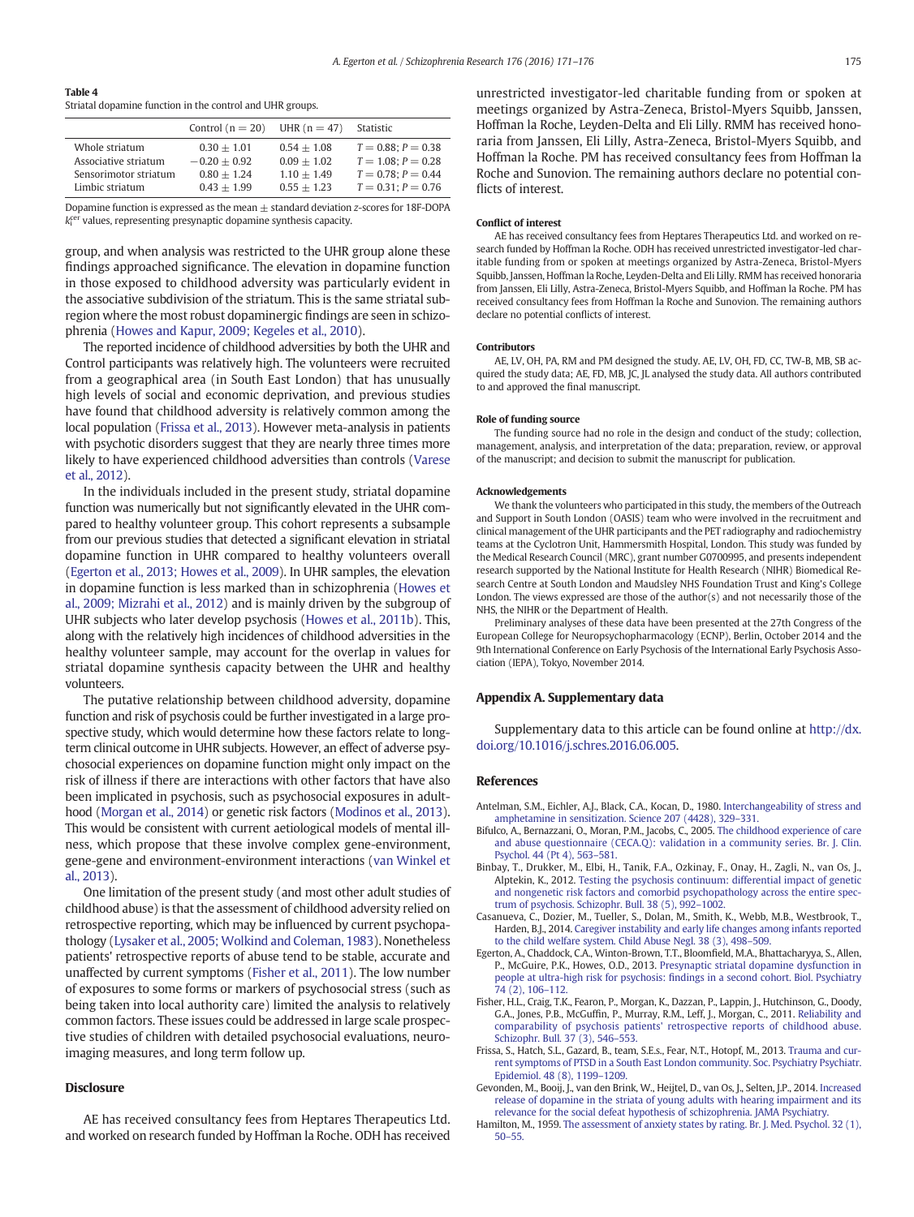**Table 4**
Striatal dopamine function in the control and UHR groups.

| | Control (n = 20) | UHR (n = 47) | Statistic |
|---|---|---|---|
| Whole striatum | 0.30 ± 1.01 | 0.54 ± 1.08 | $T = 0.88$; $P = 0.38$ |
| Associative striatum | −0.20 ± 0.92 | 0.09 ± 1.02 | $T = 1.08$; $P = 0.28$ |
| Sensorimotor striatum | 0.80 ± 1.24 | 1.10 ± 1.49 | $T = 0.78$; $P = 0.44$ |
| Limbic striatum | 0.43 ± 1.99 | 0.55 ± 1.23 | $T = 0.31$; $P = 0.76$ |

Dopamine function is expressed as the mean ± standard deviation z-scores for 18F-DOPA $k_i^{cer}$ values, representing presynaptic dopamine synthesis capacity.

group, and when analysis was restricted to the UHR group alone these findings approached significance. The elevation in dopamine function in those exposed to childhood adversity was particularly evident in the associative subdivision of the striatum. This is the same striatal subregion where the most robust dopaminergic findings are seen in schizophrenia (Howes and Kapur, 2009; Kegeles et al., 2010).

The reported incidence of childhood adversities by both the UHR and Control participants was relatively high. The volunteers were recruited from a geographical area (in South East London) that has unusually high levels of social and economic deprivation, and previous studies have found that childhood adversity is relatively common among the local population (Frissa et al., 2013). However meta-analysis in patients with psychotic disorders suggest that they are nearly three times more likely to have experienced childhood adversities than controls (Varese et al., 2012).

In the individuals included in the present study, striatal dopamine function was numerically but not significantly elevated in the UHR compared to healthy volunteer group. This cohort represents a subsample from our previous studies that detected a significant elevation in striatal dopamine function in UHR compared to healthy volunteers overall (Egerton et al., 2013; Howes et al., 2009). In UHR samples, the elevation in dopamine function is less marked than in schizophrenia (Howes et al., 2009; Mizrahi et al., 2012) and is mainly driven by the subgroup of UHR subjects who later develop psychosis (Howes et al., 2011b). This, along with the relatively high incidences of childhood adversities in the healthy volunteer sample, may account for the overlap in values for striatal dopamine synthesis capacity between the UHR and healthy volunteers.

The putative relationship between childhood adversity, dopamine function and risk of psychosis could be further investigated in a large prospective study, which would determine how these factors relate to long-term clinical outcome in UHR subjects. However, an effect of adverse psychosocial experiences on dopamine function might only impact on the risk of illness if there are interactions with other factors that have also been implicated in psychosis, such as psychosocial exposures in adulthood (Morgan et al., 2014) or genetic risk factors (Modinos et al., 2013). This would be consistent with current aetiological models of mental illness, which propose that these involve complex gene-environment, gene-gene and environment-environment interactions (van Winkel et al., 2013).

One limitation of the present study (and most other adult studies of childhood abuse) is that the assessment of childhood adversity relied on retrospective reporting, which may be influenced by current psychopathology (Lysaker et al., 2005; Wolkind and Coleman, 1983). Nonetheless patients' retrospective reports of abuse tend to be stable, accurate and unaffected by current symptoms (Fisher et al., 2011). The low number of exposures to some forms or markers of psychosocial stress (such as being taken into local authority care) limited the analysis to relatively common factors. These issues could be addressed in large scale prospective studies of children with detailed psychosocial evaluations, neuroimaging measures, and long term follow up.

## Disclosure

AE has received consultancy fees from Heptares Therapeutics Ltd. and worked on research funded by Hoffman la Roche. ODH has received unrestricted investigator-led charitable funding from or spoken at meetings organized by Astra-Zeneca, Bristol-Myers Squibb, Janssen, Hoffman la Roche, Leyden-Delta and Eli Lilly. RMM has received honoraria from Janssen, Eli Lilly, Astra-Zeneca, Bristol-Myers Squibb, and Hoffman la Roche. PM has received consultancy fees from Hoffman la Roche and Sunovion. The remaining authors declare no potential conflicts of interest.

### Conflict of interest

AE has received consultancy fees from Heptares Therapeutics Ltd. and worked on research funded by Hoffman la Roche. ODH has received unrestricted investigator-led charitable funding from or spoken at meetings organized by Astra-Zeneca, Bristol-Myers Squibb, Janssen, Hoffman la Roche, Leyden-Delta and Eli Lilly. RMM has received honoraria from Janssen, Eli Lilly, Astra-Zeneca, Bristol-Myers Squibb, and Hoffman la Roche. PM has received consultancy fees from Hoffman la Roche and Sunovion. The remaining authors declare no potential conflicts of interest.

### Contributors

AE, LV, OH, PA, RM and PM designed the study. AE, LV, OH, FD, CC, TW-B, MB, SB acquired the study data; AE, FD, MB, JC, JL analysed the study data. All authors contributed to and approved the final manuscript.

### Role of funding source

The funding source had no role in the design and conduct of the study; collection, management, analysis, and interpretation of the data; preparation, review, or approval of the manuscript; and decision to submit the manuscript for publication.

### Acknowledgements

We thank the volunteers who participated in this study, the members of the Outreach and Support in South London (OASIS) team who were involved in the recruitment and clinical management of the UHR participants and the PET radiography and radiochemistry teams at the Cyclotron Unit, Hammersmith Hospital, London. This study was funded by the Medical Research Council (MRC), grant number G0700995, and presents independent research supported by the National Institute for Health Research (NIHR) Biomedical Research Centre at South London and Maudsley NHS Foundation Trust and King's College London. The views expressed are those of the author(s) and not necessarily those of the NHS, the NIHR or the Department of Health.

Preliminary analyses of these data have been presented at the 27th Congress of the European College for Neuropsychopharmacology (ECNP), Berlin, October 2014 and the 9th International Conference on Early Psychosis of the International Early Psychosis Association (IEPA), Tokyo, November 2014.

## Appendix A. Supplementary data

Supplementary data to this article can be found online at http://dx.doi.org/10.1016/j.schres.2016.06.005.

## References

Antelman, S.M., Eichler, A.J., Black, C.A., Kocan, D., 1980. Interchangeability of stress and amphetamine in sensitization. Science 207 (4428), 329–331.

Bifulco, A., Bernazzani, O., Moran, P.M., Jacobs, C., 2005. The childhood experience of care and abuse questionnaire (CECA.Q): validation in a community series. Br. J. Clin. Psychol. 44 (Pt 4), 563–581.

Binbay, T., Drukker, M., Elbi, H., Tanik, F.A., Ozkinay, F., Onay, H., Zagli, N., van Os, J., Alptekin, K., 2012. Testing the psychosis continuum: differential impact of genetic and nongenetic risk factors and comorbid psychopathology across the entire spectrum of psychosis. Schizophr. Bull. 38 (5), 992–1002.

Casanueva, C., Dozier, M., Tueller, S., Dolan, M., Smith, K., Webb, M.B., Westbrook, T., Harden, B.J., 2014. Caregiver instability and early life changes among infants reported to the child welfare system. Child Abuse Negl. 38 (3), 498–509.

Egerton, A., Chaddock, C.A., Winton-Brown, T.T., Bloomfield, M.A., Bhattacharyya, S., Allen, P., McGuire, P.K., Howes, O.D., 2013. Presynaptic striatal dopamine dysfunction in people at ultra-high risk for psychosis: findings in a second cohort. Biol. Psychiatry 74 (2), 106–112.

Fisher, H.L., Craig, T.K., Fearon, P., Morgan, K., Dazzan, P., Lappin, J., Hutchinson, G., Doody, G.A., Jones, P.B., McGuffin, P., Murray, R.M., Leff, J., Morgan, C., 2011. Reliability and comparability of psychosis patients' retrospective reports of childhood abuse. Schizophr. Bull. 37 (3), 546–553.

Frissa, S., Hatch, S.L., Gazard, B., team, S.E.s., Fear, N.T., Hotopf, M., 2013. Trauma and current symptoms of PTSD in a South East London community. Soc. Psychiatry Psychiatr. Epidemiol. 48 (8), 1199–1209.

Gevonden, M., Booij, J., van den Brink, W., Heijtel, D., van Os, J., Selten, J.P., 2014. Increased release of dopamine in the striata of young adults with hearing impairment and its relevance for the social defeat hypothesis of schizophrenia. JAMA Psychiatry.

Hamilton, M., 1959. The assessment of anxiety states by rating. Br. J. Med. Psychol. 32 (1), 50–55.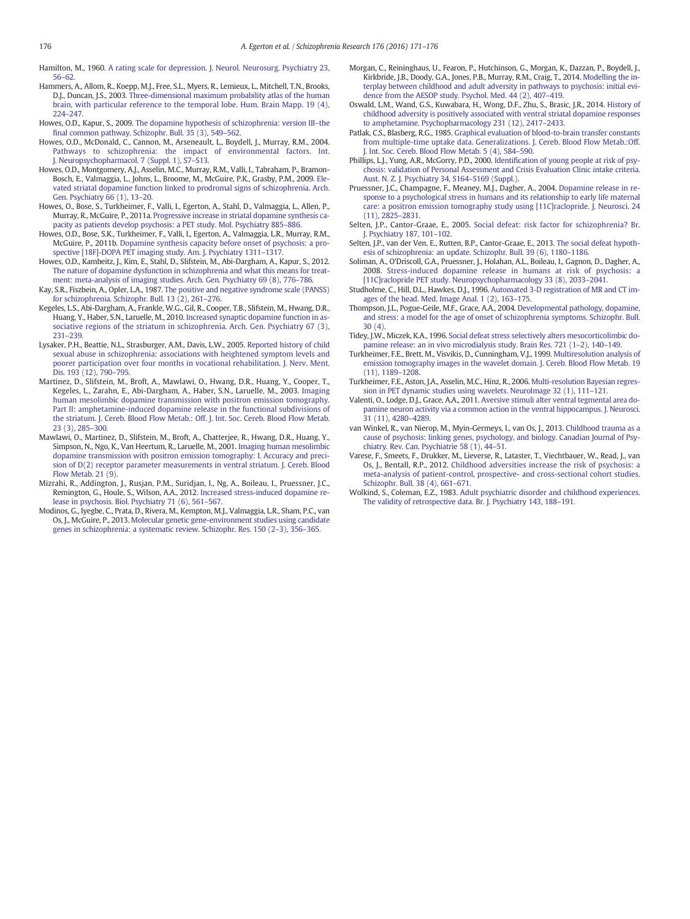Hamilton, M., 1960. A rating scale for depression. J. Neurol. Neurosurg. Psychiatry 23, 56–62.

Hammers, A., Allom, R., Koepp, M.J., Free, S.L., Myers, R., Lemieux, L., Mitchell, T.N., Brooks, D.J., Duncan, J.S., 2003. Three-dimensional maximum probability atlas of the human brain, with particular reference to the temporal lobe. Hum. Brain Mapp. 19 (4), 224–247.

Howes, O.D., Kapur, S., 2009. The dopamine hypothesis of schizophrenia: version III–the final common pathway. Schizophr. Bull. 35 (3), 549–562.

Howes, O.D., McDonald, C., Cannon, M., Arseneault, L., Boydell, J., Murray, R.M., 2004. Pathways to schizophrenia: the impact of environmental factors. Int. J. Neuropsychopharmacol. 7 (Suppl. 1), S7–S13.

Howes, O.D., Montgomery, A.J., Asselin, M.C., Murray, R.M., Valli, I., Tabraham, P., Bramon-Bosch, E., Valmaggia, L., Johns, L., Broome, M., McGuire, P.K., Grasby, P.M., 2009. Elevated striatal dopamine function linked to prodromal signs of schizophrenia. Arch. Gen. Psychiatry 66 (1), 13–20.

Howes, O., Bose, S., Turkheimer, F., Valli, I., Egerton, A., Stahl, D., Valmaggia, L., Allen, P., Murray, R., McGuire, P., 2011a. Progressive increase in striatal dopamine synthesis capacity as patients develop psychosis: a PET study. Mol. Psychiatry 885–886.

Howes, O.D., Bose, S.K., Turkheimer, F., Valli, I., Egerton, A., Valmaggia, L.R., Murray, R.M., McGuire, P., 2011b. Dopamine synthesis capacity before onset of psychosis: a prospective [18F]-DOPA PET imaging study. Am. J. Psychiatry 1311–1317.

Howes, O.D., Kambeitz, J., Kim, E., Stahl, D., Slifstein, M., Abi-Dargham, A., Kapur, S., 2012. The nature of dopamine dysfunction in schizophrenia and what this means for treatment: meta-analysis of imaging studies. Arch. Gen. Psychiatry 69 (8), 776–786.

Kay, S.R., Fiszbein, A., Opler, L.A., 1987. The positive and negative syndrome scale (PANSS) for schizophrenia. Schizophr. Bull. 13 (2), 261–276.

Kegeles, L.S., Abi-Dargham, A., Frankle, W.G., Gil, R., Cooper, T.B., Slifstein, M., Hwang, D.R., Huang, Y., Haber, S.N., Laruelle, M., 2010. Increased synaptic dopamine function in associative regions of the striatum in schizophrenia. Arch. Gen. Psychiatry 67 (3), 231–239.

Lysaker, P.H., Beattie, N.L., Strasburger, A.M., Davis, L.W., 2005. Reported history of child sexual abuse in schizophrenia: associations with heightened symptom levels and poorer participation over four months in vocational rehabilitation. J. Nerv. Ment. Dis. 193 (12), 790–795.

Martinez, D., Slifstein, M., Broft, A., Mawlawi, O., Hwang, D.R., Huang, Y., Cooper, T., Kegeles, L., Zarahn, E., Abi-Dargham, A., Haber, S.N., Laruelle, M., 2003. Imaging human mesolimbic dopamine transmission with positron emission tomography. Part II: amphetamine-induced dopamine release in the functional subdivisions of the striatum. J. Cereb. Blood Flow Metab.: Off. J. Int. Soc. Cereb. Blood Flow Metab. 23 (3), 285–300.

Mawlawi, O., Martinez, D., Slifstein, M., Broft, A., Chatterjee, R., Hwang, D.R., Huang, Y., Simpson, N., Ngo, K., Van Heertum, R., Laruelle, M., 2001. Imaging human mesolimbic dopamine transmission with positron emission tomography: I. Accuracy and precision of D(2) receptor parameter measurements in ventral striatum. J. Cereb. Blood Flow Metab. 21 (9).

Mizrahi, R., Addington, J., Rusjan, P.M., Suridjan, I., Ng, A., Boileau, I., Pruessner, J.C., Remington, G., Houle, S., Wilson, A.A., 2012. Increased stress-induced dopamine release in psychosis. Biol. Psychiatry 71 (6), 561–567.

Modinos, G., Iyegbe, C., Prata, D., Rivera, M., Kempton, M.J., Valmaggia, L.R., Sham, P.C., van Os, J., McGuire, P., 2013. Molecular genetic gene-environment studies using candidate genes in schizophrenia: a systematic review. Schizophr. Res. 150 (2–3), 356–365.

Morgan, C., Reininghaus, U., Fearon, P., Hutchinson, G., Morgan, K., Dazzan, P., Boydell, J., Kirkbride, J.B., Doody, G.A., Jones, P.B., Murray, R.M., Craig, T., 2014. Modelling the interplay between childhood and adult adversity in pathways to psychosis: initial evidence from the AESOP study. Psychol. Med. 44 (2), 407–419.

Oswald, L.M., Wand, G.S., Kuwabara, H., Wong, D.F., Zhu, S., Brasic, J.R., 2014. History of childhood adversity is positively associated with ventral striatal dopamine responses to amphetamine. Psychopharmacology 231 (12), 2417–2433.

Patlak, C.S., Blasberg, R.G., 1985. Graphical evaluation of blood-to-brain transfer constants from multiple-time uptake data. Generalizations. J. Cereb. Blood Flow Metab.:Off. J. Int. Soc. Cereb. Blood Flow Metab. 5 (4), 584–590.

Phillips, L.J., Yung, A.R., McGorry, P.D., 2000. Identification of young people at risk of psychosis: validation of Personal Assessment and Crisis Evaluation Clinic intake criteria. Aust. N. Z. J. Psychiatry 34, S164–S169 (Suppl.).

Pruessner, J.C., Champagne, F., Meaney, M.J., Dagher, A., 2004. Dopamine release in response to a psychological stress in humans and its relationship to early life maternal care: a positron emission tomography study using [11C]raclopride. J. Neurosci. 24 (11), 2825–2831.

Selten, J.P., Cantor-Graae, E., 2005. Social defeat: risk factor for schizophrenia? Br. J. Psychiatry 187, 101–102.

Selten, J.P., van der Ven, E., Rutten, B.P., Cantor-Graae, E., 2013. The social defeat hypothesis of schizophrenia: an update. Schizophr. Bull. 39 (6), 1180–1186.

Soliman, A., O'Driscoll, G.A., Pruessner, J., Holahan, A.L., Boileau, I., Gagnon, D., Dagher, A., 2008. Stress-induced dopamine release in humans at risk of psychosis: a [11C]raclopride PET study. Neuropsychopharmacology 33 (8), 2033–2041.

Studholme, C., Hill, D.L., Hawkes, D.J., 1996. Automated 3-D registration of MR and CT images of the head. Med. Image Anal. 1 (2), 163–175.

Thompson, J.L., Pogue-Geile, M.F., Grace, A.A., 2004. Developmental pathology, dopamine, and stress: a model for the age of onset of schizophrenia symptoms. Schizophr. Bull. 30 (4).

Tidey, J.W., Miczek, K.A., 1996. Social defeat stress selectively alters mesocorticolimbic dopamine release: an in vivo microdialysis study. Brain Res. 721 (1–2), 140–149.

Turkheimer, F.E., Brett, M., Visvikis, D., Cunningham, V.J., 1999. Multiresolution analysis of emission tomography images in the wavelet domain. J. Cereb. Blood Flow Metab. 19 (11), 1189–1208.

Turkheimer, F.E., Aston, J.A., Asselin, M.C., Hinz, R., 2006. Multi-resolution Bayesian regression in PET dynamic studies using wavelets. NeuroImage 32 (1), 111–121.

Valenti, O., Lodge, D.J., Grace, A.A., 2011. Aversive stimuli alter ventral tegmental area dopamine neuron activity via a common action in the ventral hippocampus. J. Neurosci. 31 (11), 4280–4289.

van Winkel, R., van Nierop, M., Myin-Germeys, I., van Os, J., 2013. Childhood trauma as a cause of psychosis: linking genes, psychology, and biology. Canadian Journal of Psychiatry. Rev. Can. Psychiatrie 58 (1), 44–51.

Varese, F., Smeets, F., Drukker, M., Lieverse, R., Lataster, T., Viechtbauer, W., Read, J., van Os, J., Bentall, R.P., 2012. Childhood adversities increase the risk of psychosis: a meta-analysis of patient-control, prospective- and cross-sectional cohort studies. Schizophr. Bull. 38 (4), 661–671.

Wolkind, S., Coleman, E.Z., 1983. Adult psychiatric disorder and childhood experiences. The validity of retrospective data. Br. J. Psychiatry 143, 188–191.